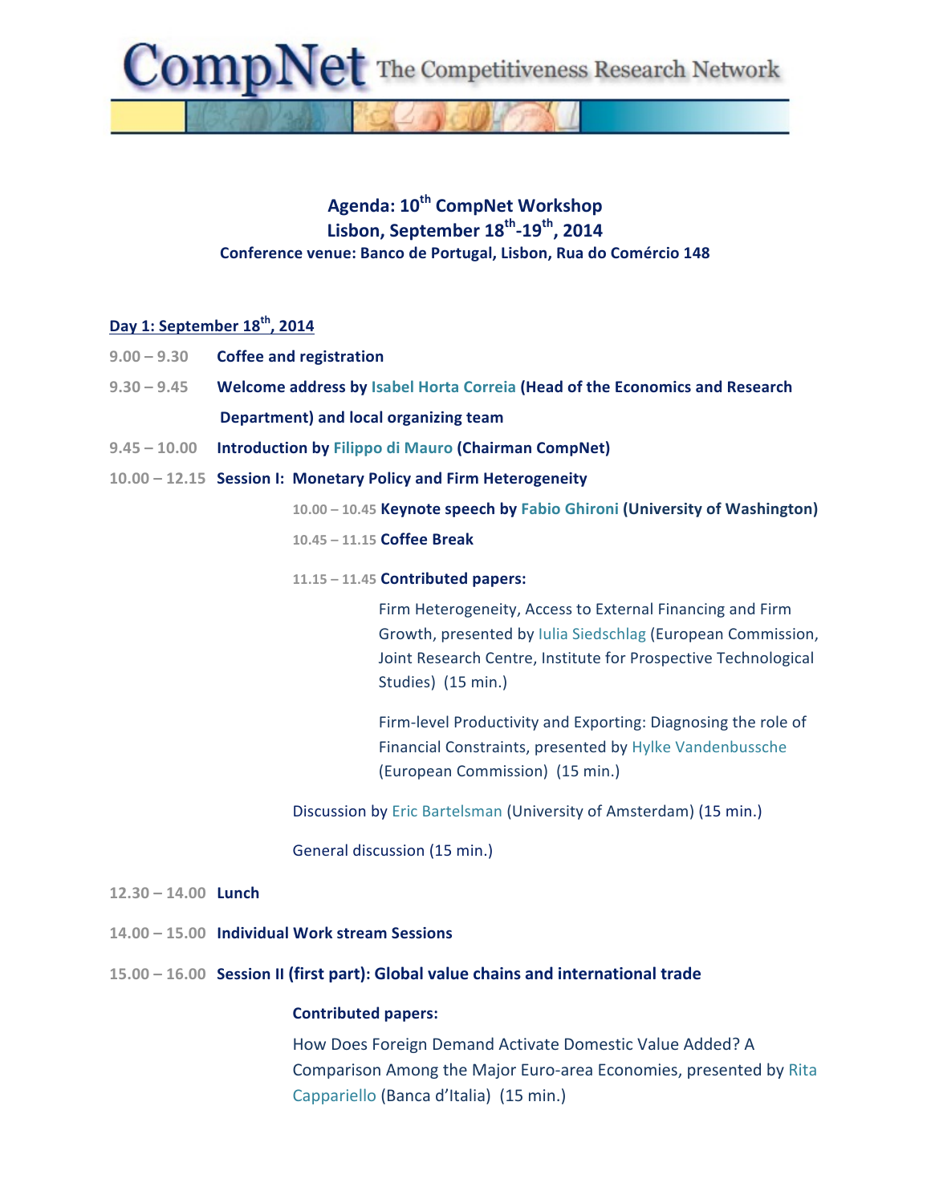CompNet The Competitiveness Research Network

## Agenda: 10th CompNet Workshop
## Lisbon, September 18th-19th, 2014

**Conference venue: Banco de Portugal, Lisbon, Rua do Comércio 148**

### Day 1: September 18th, 2014

9.00 – 9.30 **Coffee and registration**

9.30 – 9.45 **Welcome address by Isabel Horta Correia (Head of the Economics and Research Department) and local organizing team**

9.45 – 10.00 **Introduction by Filippo di Mauro (Chairman CompNet)**

10.00 – 12.15 **Session I: Monetary Policy and Firm Heterogeneity**

10.00 – 10.45 **Keynote speech by Fabio Ghironi (University of Washington)**

10.45 – 11.15 **Coffee Break**

11.15 – 11.45 **Contributed papers:**

Firm Heterogeneity, Access to External Financing and Firm Growth, presented by Iulia Siedschlag (European Commission, Joint Research Centre, Institute for Prospective Technological Studies) (15 min.)

Firm-level Productivity and Exporting: Diagnosing the role of Financial Constraints, presented by Hylke Vandenbussche (European Commission) (15 min.)

Discussion by Eric Bartelsman (University of Amsterdam) (15 min.)

General discussion (15 min.)

12.30 – 14.00 **Lunch**

14.00 – 15.00 **Individual Work stream Sessions**

15.00 – 16.00 **Session II (first part): Global value chains and international trade**

**Contributed papers:**

How Does Foreign Demand Activate Domestic Value Added? A Comparison Among the Major Euro-area Economies, presented by Rita Cappariello (Banca d'Italia) (15 min.)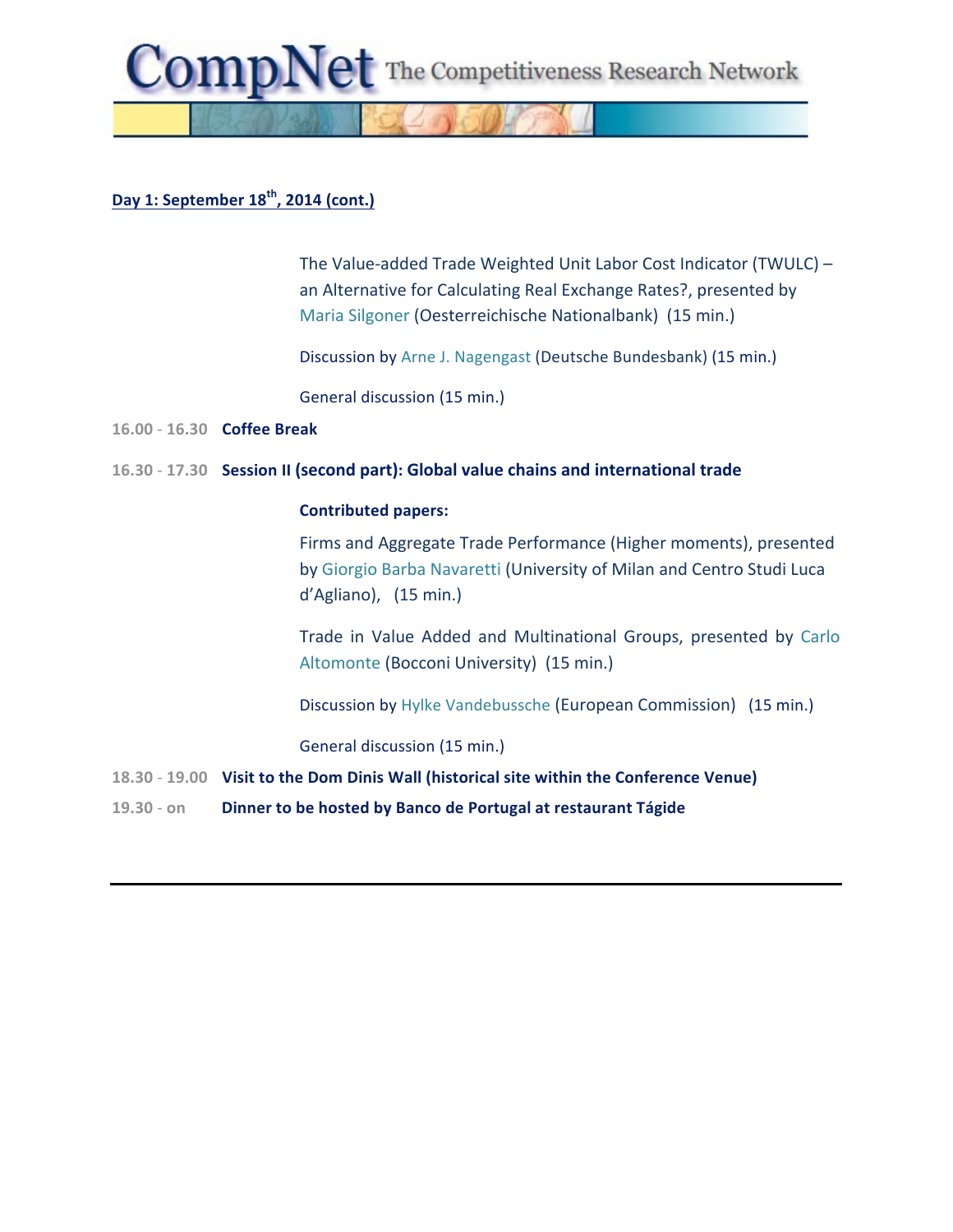**Day 1: September 18th, 2014 (cont.)**

The Value-added Trade Weighted Unit Labor Cost Indicator (TWULC) – an Alternative for Calculating Real Exchange Rates?, presented by Maria Silgoner (Oesterreichische Nationalbank) (15 min.)

Discussion by Arne J. Nagengast (Deutsche Bundesbank) (15 min.)

General discussion (15 min.)

16.00 - 16.30 **Coffee Break**

16.30 - 17.30 **Session II (second part): Global value chains and international trade**

**Contributed papers:**

Firms and Aggregate Trade Performance (Higher moments), presented by Giorgio Barba Navaretti (University of Milan and Centro Studi Luca d'Agliano), (15 min.)

Trade in Value Added and Multinational Groups, presented by Carlo Altomonte (Bocconi University) (15 min.)

Discussion by Hylke Vandebussche (European Commission) (15 min.)

General discussion (15 min.)

18.30 - 19.00 **Visit to the Dom Dinis Wall (historical site within the Conference Venue)**

19.30 - on **Dinner to be hosted by Banco de Portugal at restaurant Tágide**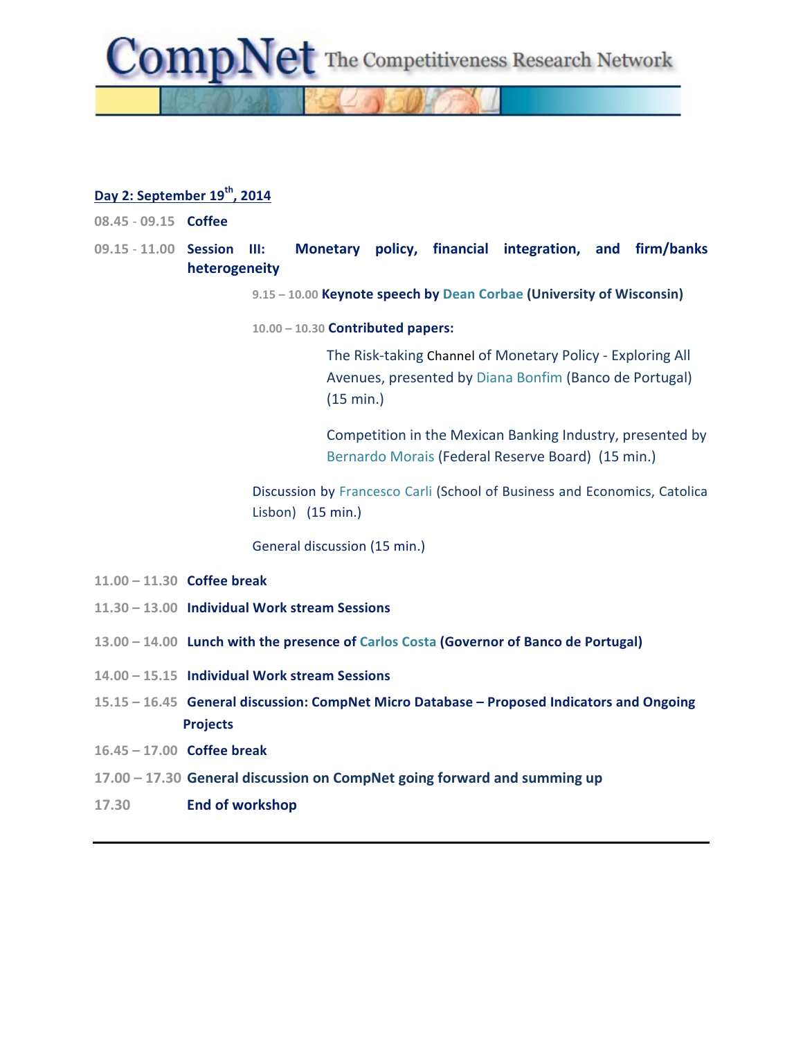**CompNet** The Competitiveness Research Network

## Day 2: September 19th, 2014

08.45 - 09.15 **Coffee**

09.15 - 11.00 **Session III: Monetary policy, financial integration, and firm/banks heterogeneity**

9.15 – 10.00 **Keynote speech by Dean Corbae (University of Wisconsin)**

10.00 – 10.30 **Contributed papers:**

The Risk-taking Channel of Monetary Policy - Exploring All Avenues, presented by Diana Bonfim (Banco de Portugal) (15 min.)

Competition in the Mexican Banking Industry, presented by Bernardo Morais (Federal Reserve Board) (15 min.)

Discussion by Francesco Carli (School of Business and Economics, Catolica Lisbon) (15 min.)

General discussion (15 min.)

11.00 – 11.30 **Coffee break**

11.30 – 13.00 **Individual Work stream Sessions**

13.00 – 14.00 **Lunch with the presence of Carlos Costa (Governor of Banco de Portugal)**

14.00 – 15.15 **Individual Work stream Sessions**

15.15 – 16.45 **General discussion: CompNet Micro Database – Proposed Indicators and Ongoing Projects**

16.45 – 17.00 **Coffee break**

17.00 – 17.30 **General discussion on CompNet going forward and summing up**

17.30 **End of workshop**